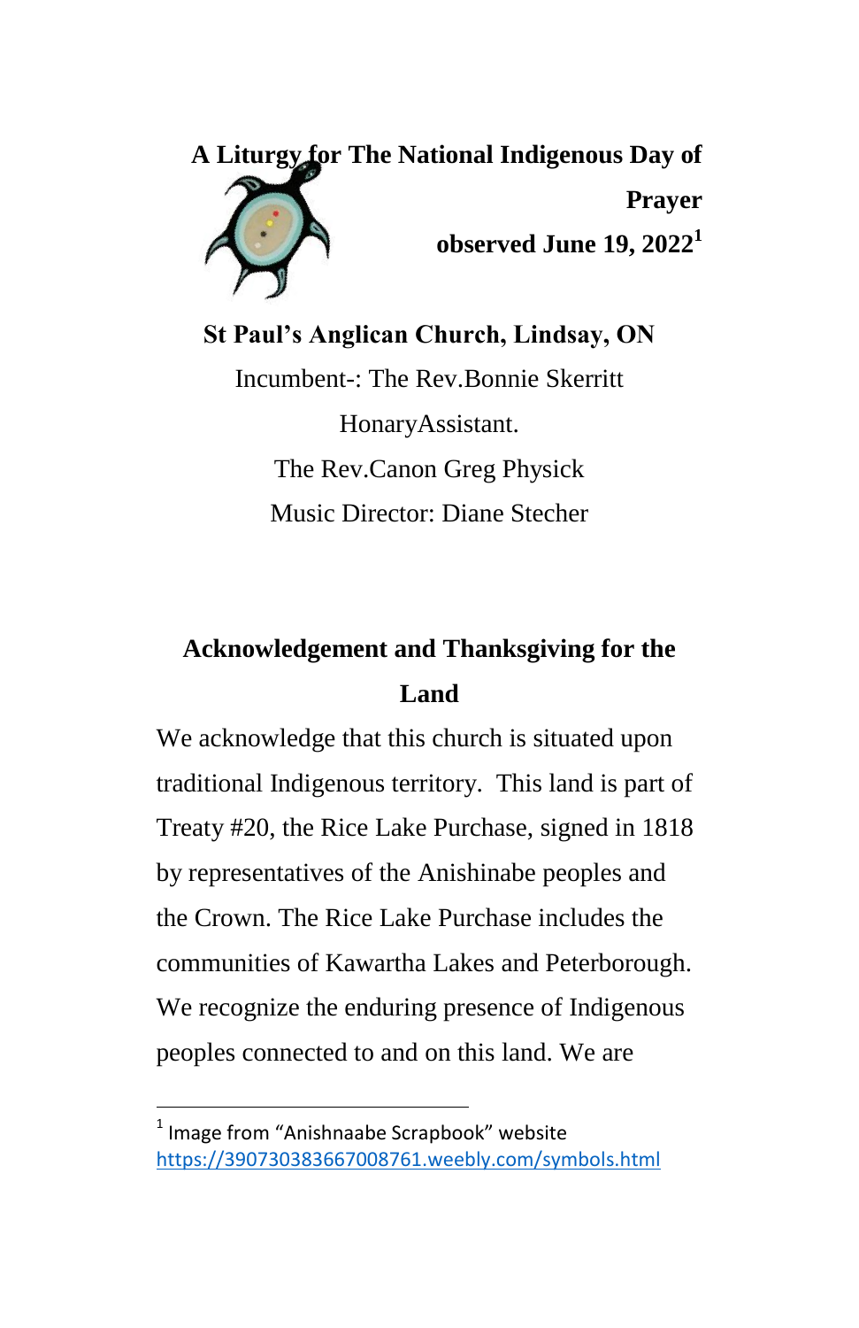# A Liturgy for The National Indigenous Day of Prayer observed June 19, 2022[1]

**St Paul's Anglican Church, Lindsay, ON**

Incumbent-: The Rev.Bonnie Skerritt

HonaryAssistant.

The Rev.Canon Greg Physick

Music Director: Diane Stecher

## Acknowledgement and Thanksgiving for the Land

We acknowledge that this church is situated upon traditional Indigenous territory. This land is part of Treaty #20, the Rice Lake Purchase, signed in 1818 by representatives of the Anishinabe peoples and the Crown. The Rice Lake Purchase includes the communities of Kawartha Lakes and Peterborough. We recognize the enduring presence of Indigenous peoples connected to and on this land. We are

[1] Image from "Anishnaabe Scrapbook" website https://390730383667008761.weebly.com/symbols.html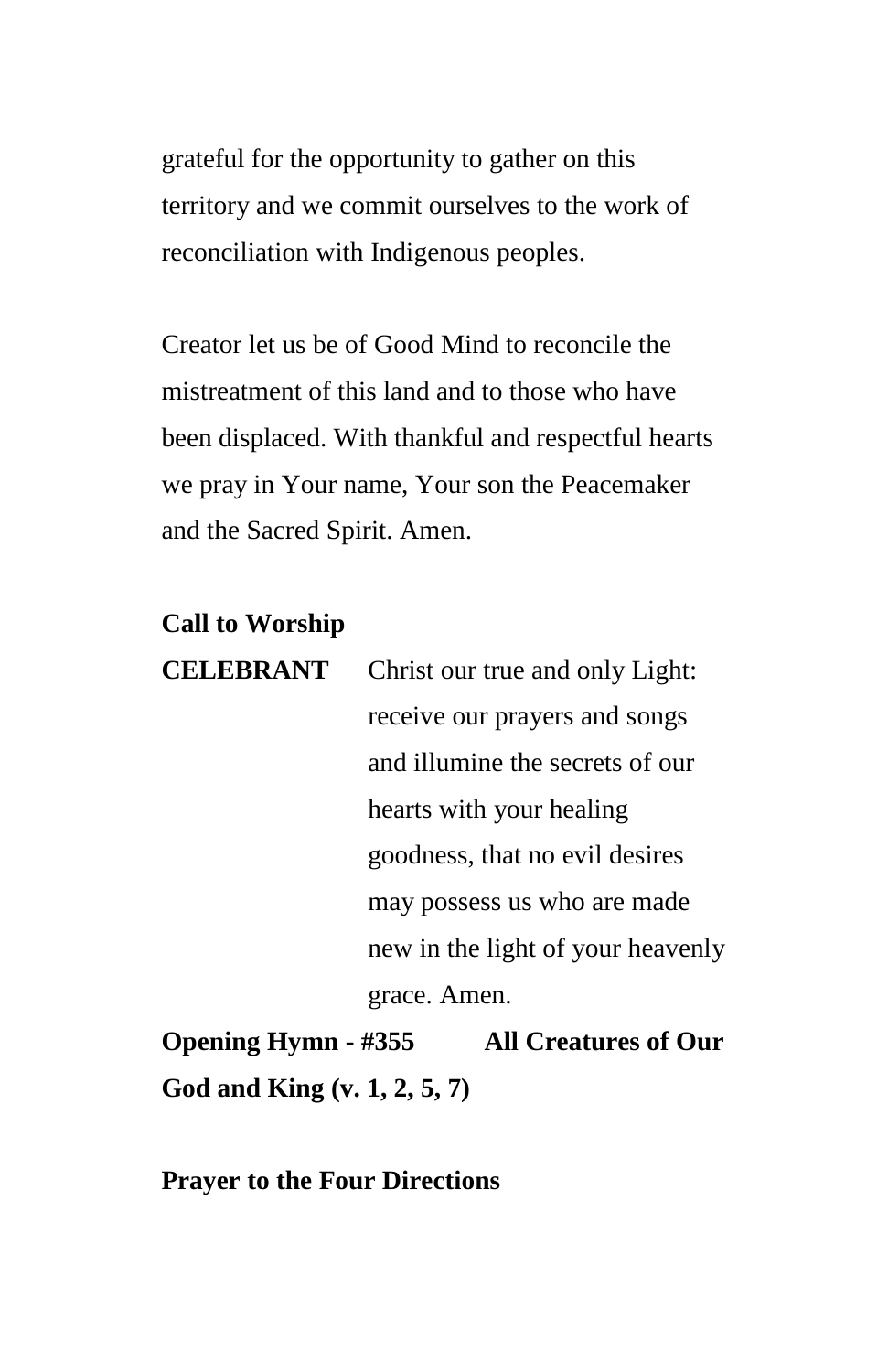grateful for the opportunity to gather on this territory and we commit ourselves to the work of reconciliation with Indigenous peoples.

Creator let us be of Good Mind to reconcile the mistreatment of this land and to those who have been displaced. With thankful and respectful hearts we pray in Your name, Your son the Peacemaker and the Sacred Spirit. Amen.

**Call to Worship**

**CELEBRANT** Christ our true and only Light: receive our prayers and songs and illumine the secrets of our hearts with your healing goodness, that no evil desires may possess us who are made new in the light of your heavenly grace. Amen.

**Opening Hymn - #355 All Creatures of Our God and King (v. 1, 2, 5, 7)**

**Prayer to the Four Directions**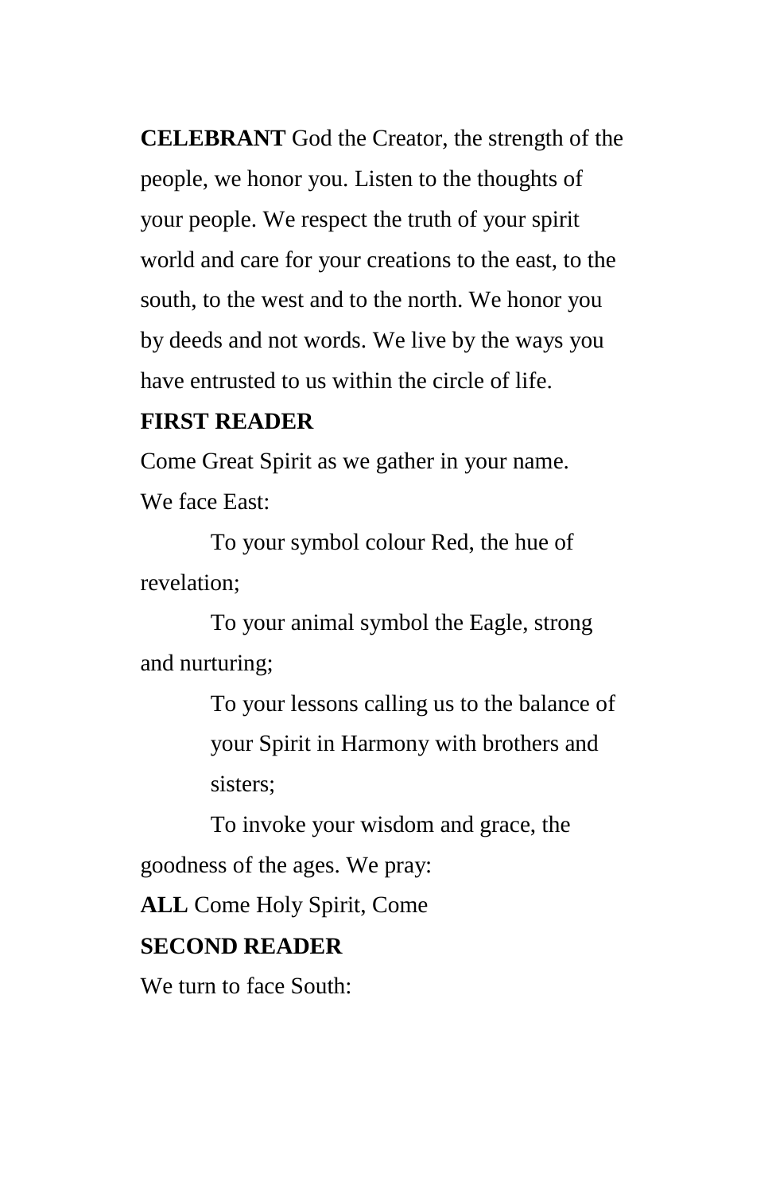**CELEBRANT** God the Creator, the strength of the people, we honor you. Listen to the thoughts of your people. We respect the truth of your spirit world and care for your creations to the east, to the south, to the west and to the north. We honor you by deeds and not words. We live by the ways you have entrusted to us within the circle of life.

**FIRST READER**

Come Great Spirit as we gather in your name.

We face East:

To your symbol colour Red, the hue of revelation;

To your animal symbol the Eagle, strong and nurturing;

To your lessons calling us to the balance of your Spirit in Harmony with brothers and sisters;

To invoke your wisdom and grace, the goodness of the ages. We pray:

**ALL** Come Holy Spirit, Come

**SECOND READER**

We turn to face South: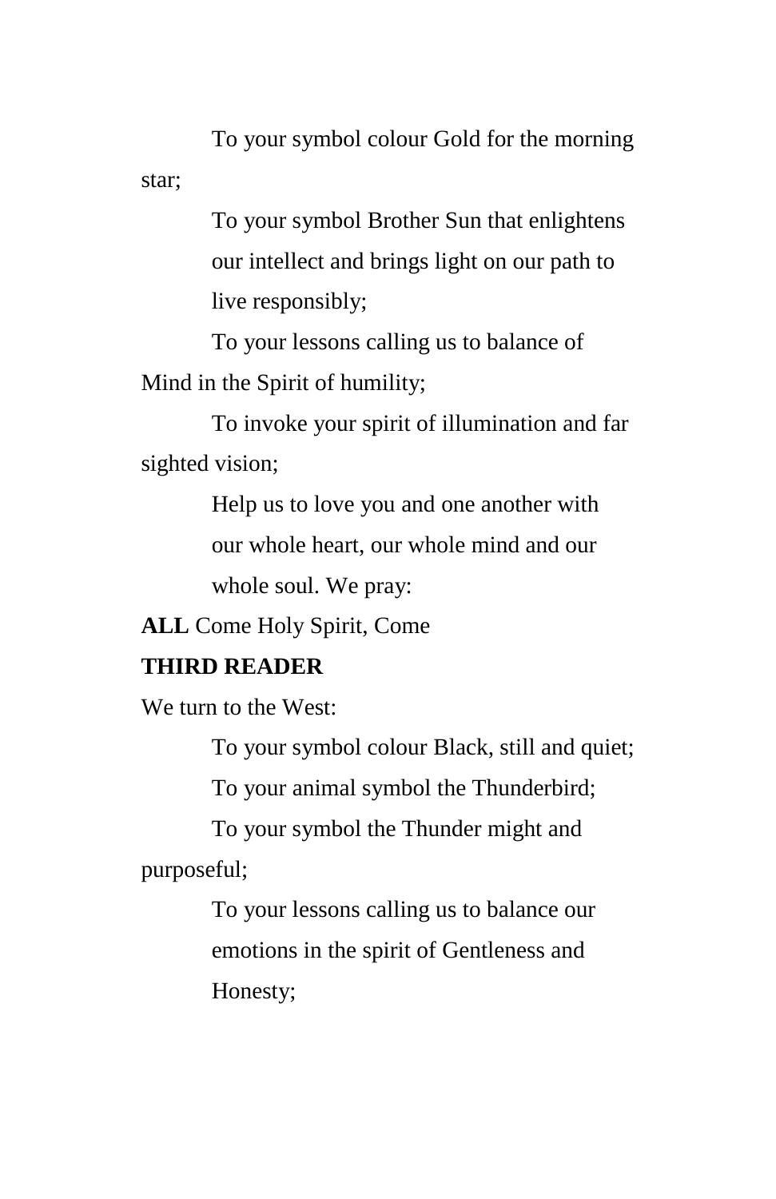To your symbol colour Gold for the morning star;

To your symbol Brother Sun that enlightens our intellect and brings light on our path to live responsibly;

To your lessons calling us to balance of Mind in the Spirit of humility;

To invoke your spirit of illumination and far sighted vision;

Help us to love you and one another with our whole heart, our whole mind and our whole soul. We pray:

**ALL** Come Holy Spirit, Come

**THIRD READER**

We turn to the West:

To your symbol colour Black, still and quiet;

To your animal symbol the Thunderbird;

To your symbol the Thunder might and purposeful;

To your lessons calling us to balance our emotions in the spirit of Gentleness and Honesty;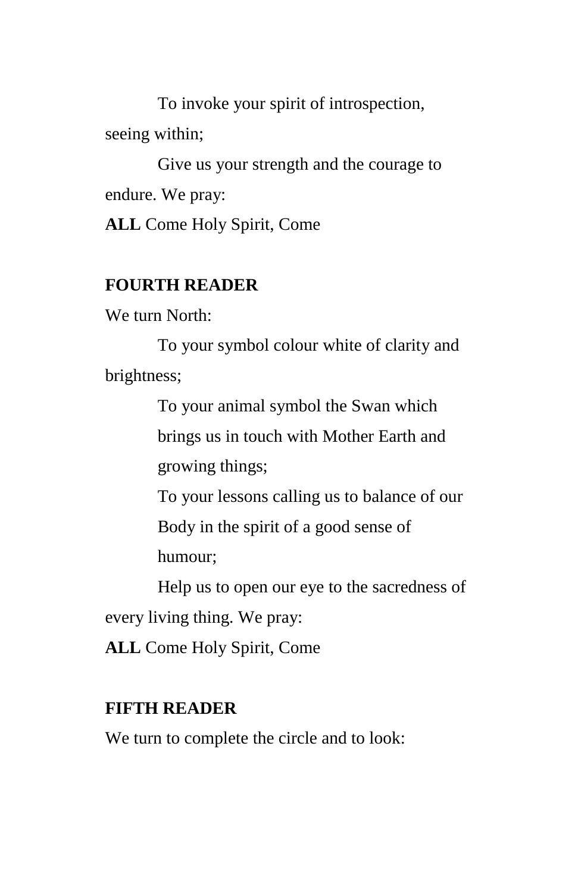To invoke your spirit of introspection, seeing within;

Give us your strength and the courage to endure. We pray:

**ALL** Come Holy Spirit, Come

**FOURTH READER**

We turn North:

To your symbol colour white of clarity and brightness;

To your animal symbol the Swan which brings us in touch with Mother Earth and growing things;

To your lessons calling us to balance of our Body in the spirit of a good sense of humour;

Help us to open our eye to the sacredness of every living thing. We pray:

**ALL** Come Holy Spirit, Come

**FIFTH READER**

We turn to complete the circle and to look: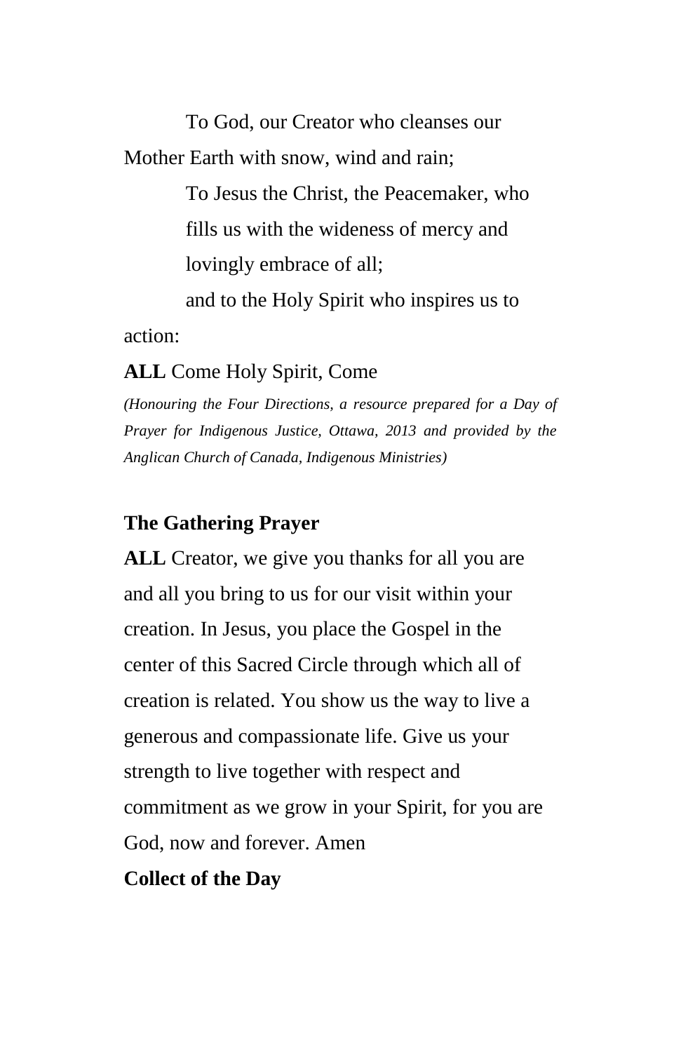To God, our Creator who cleanses our Mother Earth with snow, wind and rain;

To Jesus the Christ, the Peacemaker, who fills us with the wideness of mercy and lovingly embrace of all;

and to the Holy Spirit who inspires us to action:

**ALL** Come Holy Spirit, Come

*(Honouring the Four Directions, a resource prepared for a Day of Prayer for Indigenous Justice, Ottawa, 2013 and provided by the Anglican Church of Canada, Indigenous Ministries)*

**The Gathering Prayer**

**ALL** Creator, we give you thanks for all you are and all you bring to us for our visit within your creation. In Jesus, you place the Gospel in the center of this Sacred Circle through which all of creation is related. You show us the way to live a generous and compassionate life. Give us your strength to live together with respect and commitment as we grow in your Spirit, for you are God, now and forever. Amen

**Collect of the Day**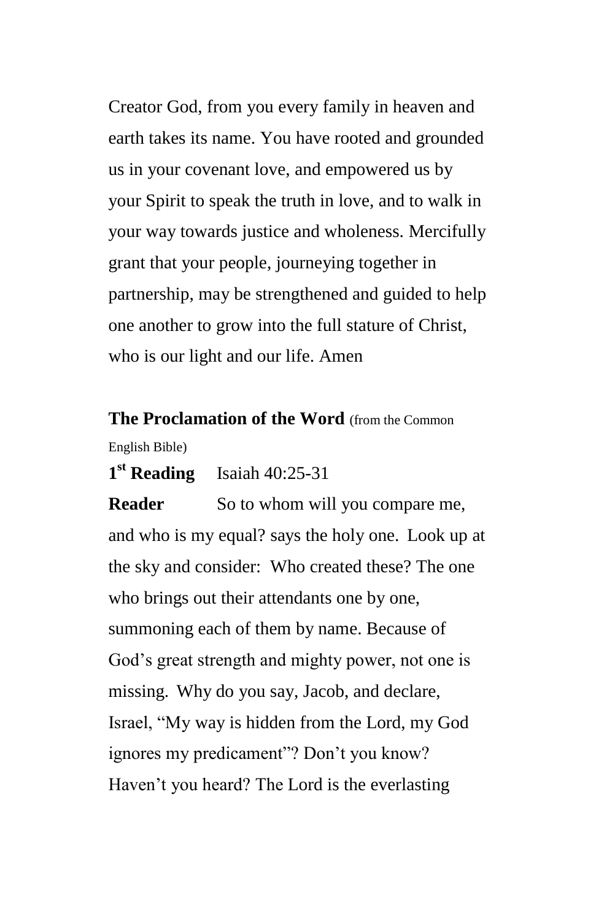Creator God, from you every family in heaven and earth takes its name. You have rooted and grounded us in your covenant love, and empowered us by your Spirit to speak the truth in love, and to walk in your way towards justice and wholeness. Mercifully grant that your people, journeying together in partnership, may be strengthened and guided to help one another to grow into the full stature of Christ, who is our light and our life. Amen

**The Proclamation of the Word** (from the Common English Bible)

**1st Reading** Isaiah 40:25-31

**Reader** So to whom will you compare me, and who is my equal? says the holy one. Look up at the sky and consider: Who created these? The one who brings out their attendants one by one, summoning each of them by name. Because of God's great strength and mighty power, not one is missing. Why do you say, Jacob, and declare, Israel, "My way is hidden from the Lord, my God ignores my predicament"? Don't you know? Haven't you heard? The Lord is the everlasting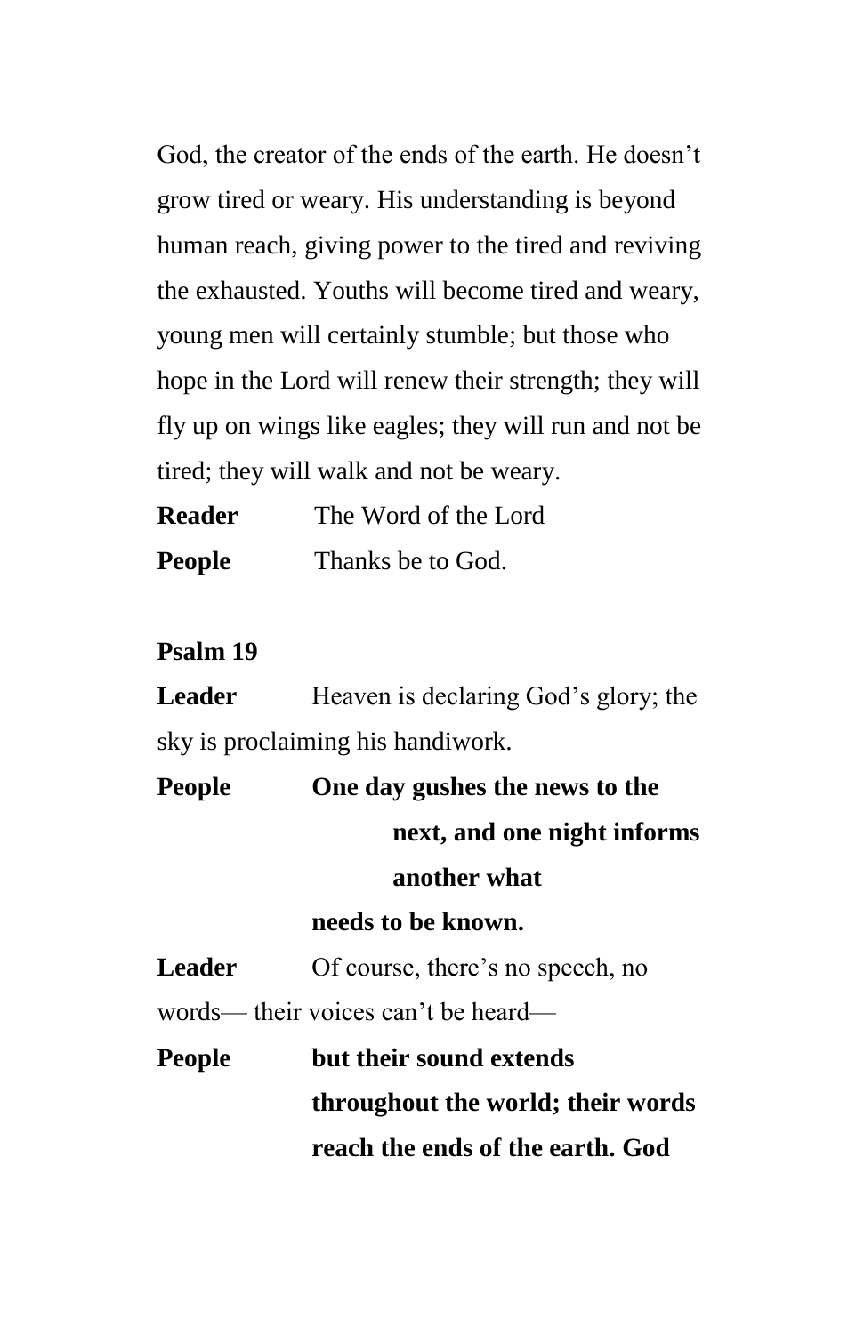God, the creator of the ends of the earth. He doesn’t grow tired or weary. His understanding is beyond human reach, giving power to the tired and reviving the exhausted. Youths will become tired and weary, young men will certainly stumble; but those who hope in the Lord will renew their strength; they will fly up on wings like eagles; they will run and not be tired; they will walk and not be weary.

**Reader** The Word of the Lord

**People** Thanks be to God.

**Psalm 19**

**Leader** Heaven is declaring God’s glory; the sky is proclaiming his handiwork.

**People** **One day gushes the news to the next, and one night informs another what needs to be known.**

**Leader** Of course, there’s no speech, no words— their voices can’t be heard—

**People** **but their sound extends throughout the world; their words reach the ends of the earth. God**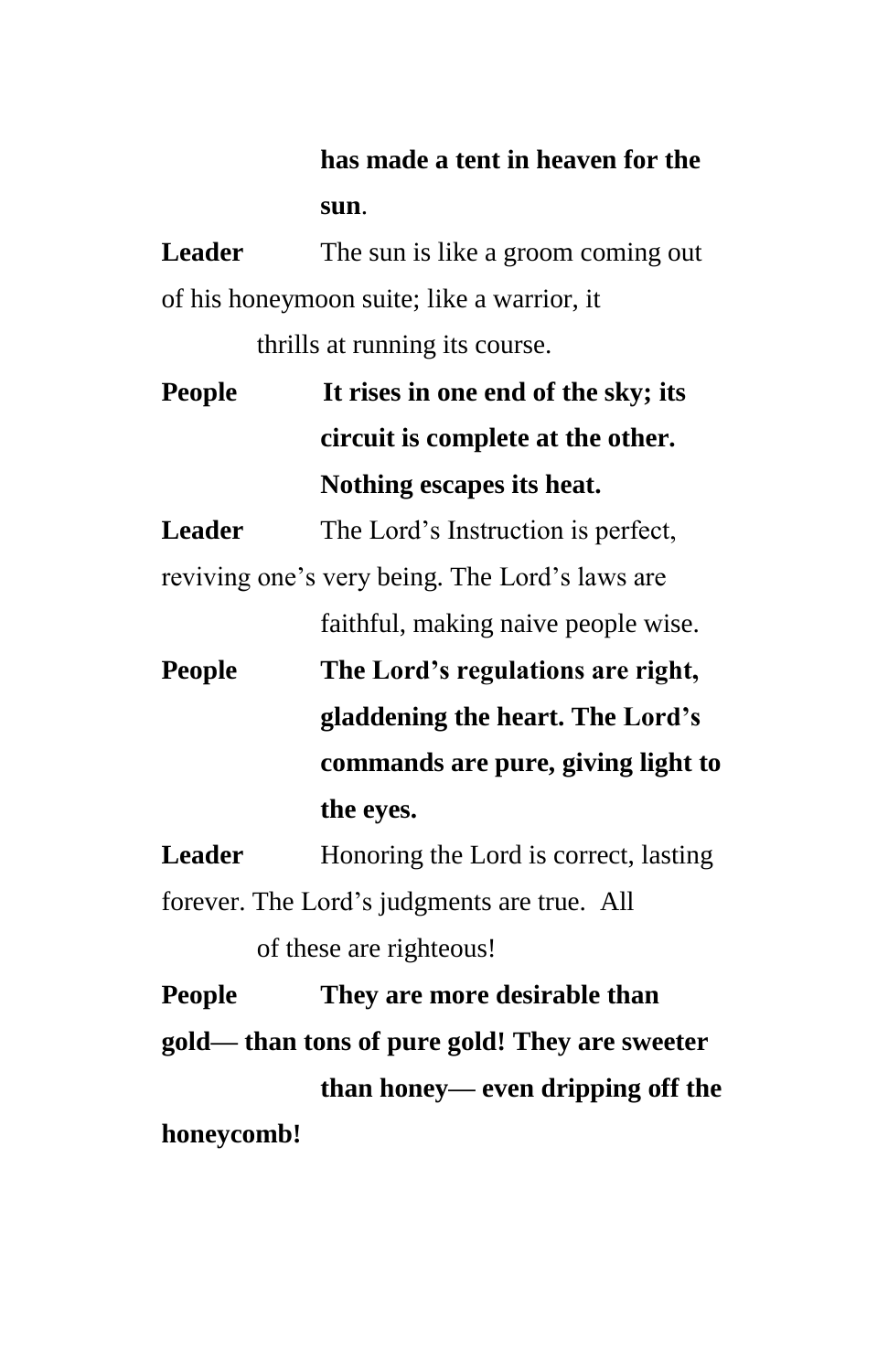**has made a tent in heaven for the sun**.

**Leader** The sun is like a groom coming out of his honeymoon suite; like a warrior, it thrills at running its course.

**People** **It rises in one end of the sky; its circuit is complete at the other. Nothing escapes its heat.**

**Leader** The Lord's Instruction is perfect, reviving one's very being. The Lord's laws are faithful, making naive people wise.

**People** **The Lord's regulations are right, gladdening the heart. The Lord's commands are pure, giving light to the eyes.**

**Leader** Honoring the Lord is correct, lasting forever. The Lord's judgments are true. All of these are righteous!

**People** **They are more desirable than gold— than tons of pure gold! They are sweeter than honey— even dripping off the honeycomb!**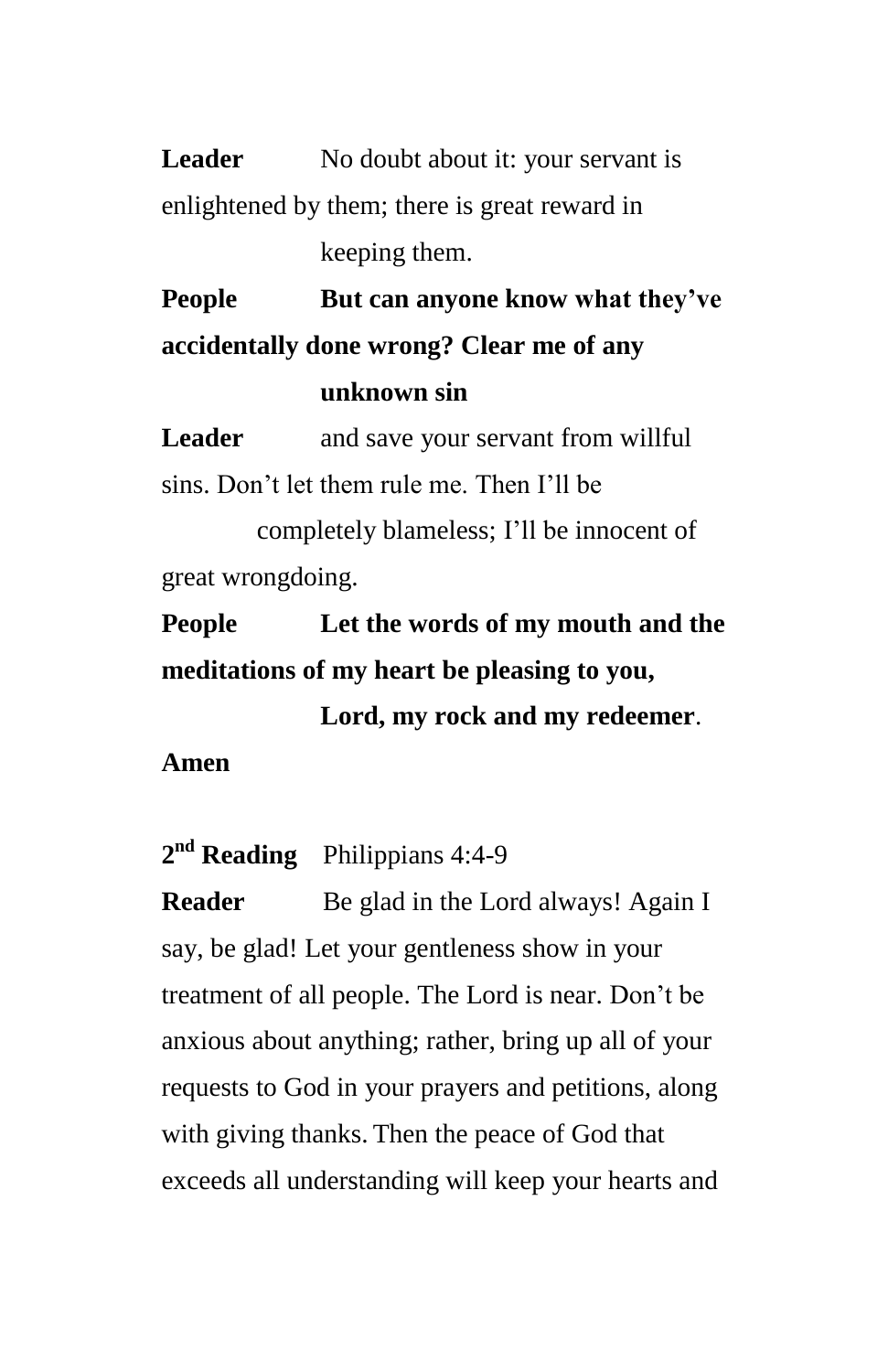**Leader** No doubt about it: your servant is enlightened by them; there is great reward in keeping them.

**People But can anyone know what they've accidentally done wrong? Clear me of any unknown sin**

**Leader** and save your servant from willful sins. Don't let them rule me. Then I'll be completely blameless; I'll be innocent of great wrongdoing.

**People Let the words of my mouth and the meditations of my heart be pleasing to you, Lord, my rock and my redeemer**.

**Amen**

**2nd Reading** Philippians 4:4-9

**Reader** Be glad in the Lord always! Again I say, be glad! Let your gentleness show in your treatment of all people. The Lord is near. Don't be anxious about anything; rather, bring up all of your requests to God in your prayers and petitions, along with giving thanks. Then the peace of God that exceeds all understanding will keep your hearts and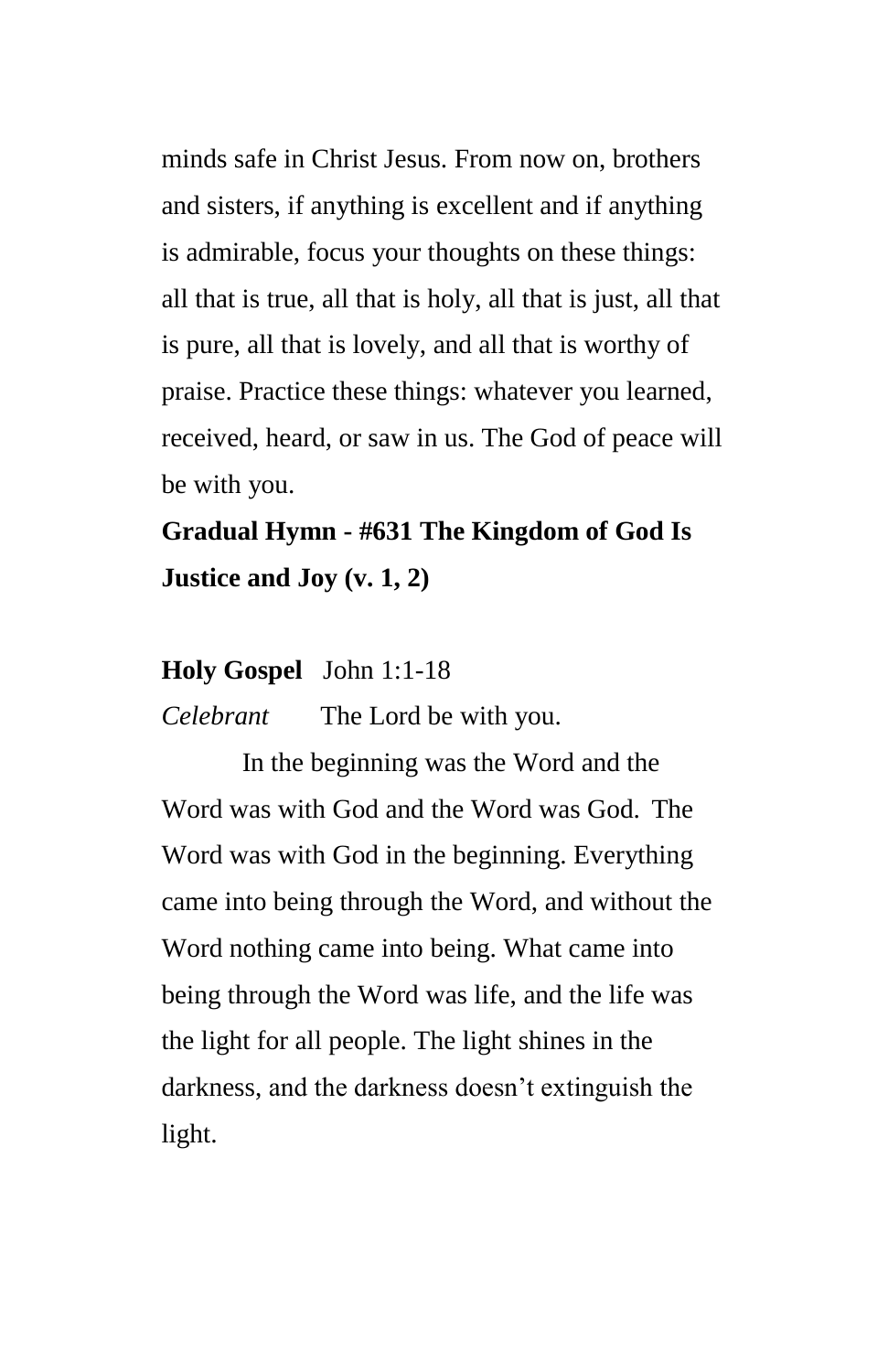minds safe in Christ Jesus. From now on, brothers and sisters, if anything is excellent and if anything is admirable, focus your thoughts on these things: all that is true, all that is holy, all that is just, all that is pure, all that is lovely, and all that is worthy of praise. Practice these things: whatever you learned, received, heard, or saw in us. The God of peace will be with you.

**Gradual Hymn - #631 The Kingdom of God Is Justice and Joy (v. 1, 2)**

**Holy Gospel** John 1:1-18

*Celebrant* The Lord be with you.

In the beginning was the Word and the Word was with God and the Word was God. The Word was with God in the beginning. Everything came into being through the Word, and without the Word nothing came into being. What came into being through the Word was life, and the life was the light for all people. The light shines in the darkness, and the darkness doesn't extinguish the light.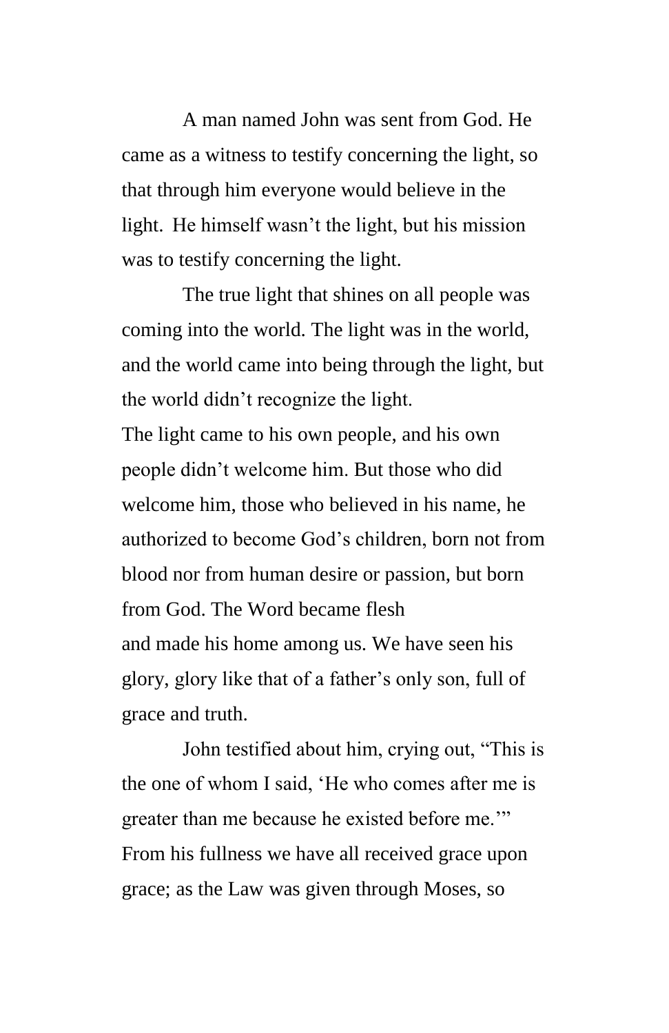A man named John was sent from God. He came as a witness to testify concerning the light, so that through him everyone would believe in the light. He himself wasn't the light, but his mission was to testify concerning the light.

The true light that shines on all people was coming into the world. The light was in the world, and the world came into being through the light, but the world didn't recognize the light.

The light came to his own people, and his own people didn't welcome him. But those who did welcome him, those who believed in his name, he authorized to become God's children, born not from blood nor from human desire or passion, but born from God. The Word became flesh

and made his home among us. We have seen his glory, glory like that of a father's only son, full of grace and truth.

John testified about him, crying out, "This is the one of whom I said, 'He who comes after me is greater than me because he existed before me.'" From his fullness we have all received grace upon grace; as the Law was given through Moses, so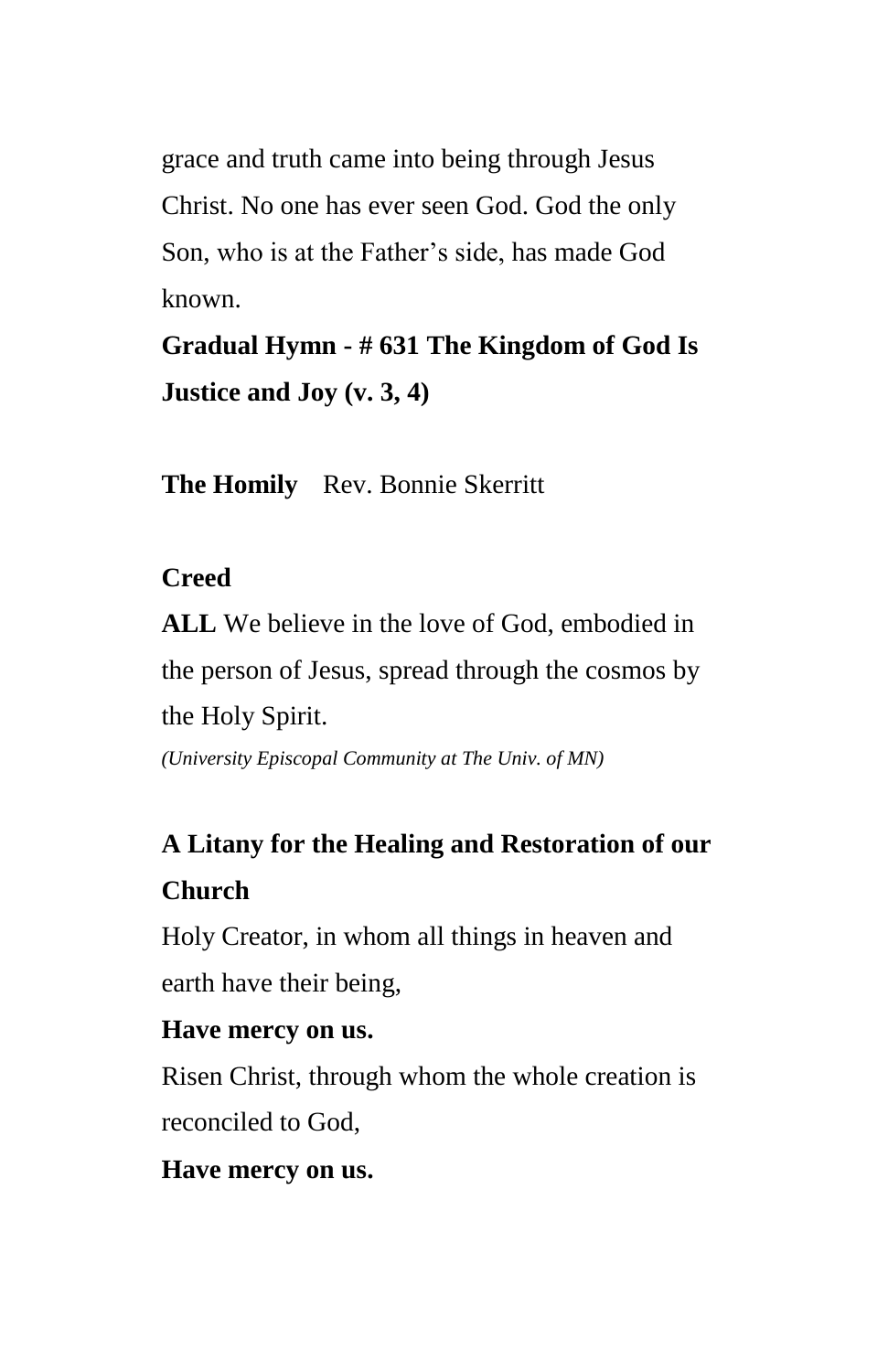grace and truth came into being through Jesus Christ. No one has ever seen God. God the only Son, who is at the Father's side, has made God known.

**Gradual Hymn - # 631 The Kingdom of God Is Justice and Joy (v. 3, 4)**

**The Homily** Rev. Bonnie Skerritt

**Creed**

**ALL** We believe in the love of God, embodied in the person of Jesus, spread through the cosmos by the Holy Spirit.

*(University Episcopal Community at The Univ. of MN)*

**A Litany for the Healing and Restoration of our Church**

Holy Creator, in whom all things in heaven and earth have their being,

**Have mercy on us.**

Risen Christ, through whom the whole creation is reconciled to God,

**Have mercy on us.**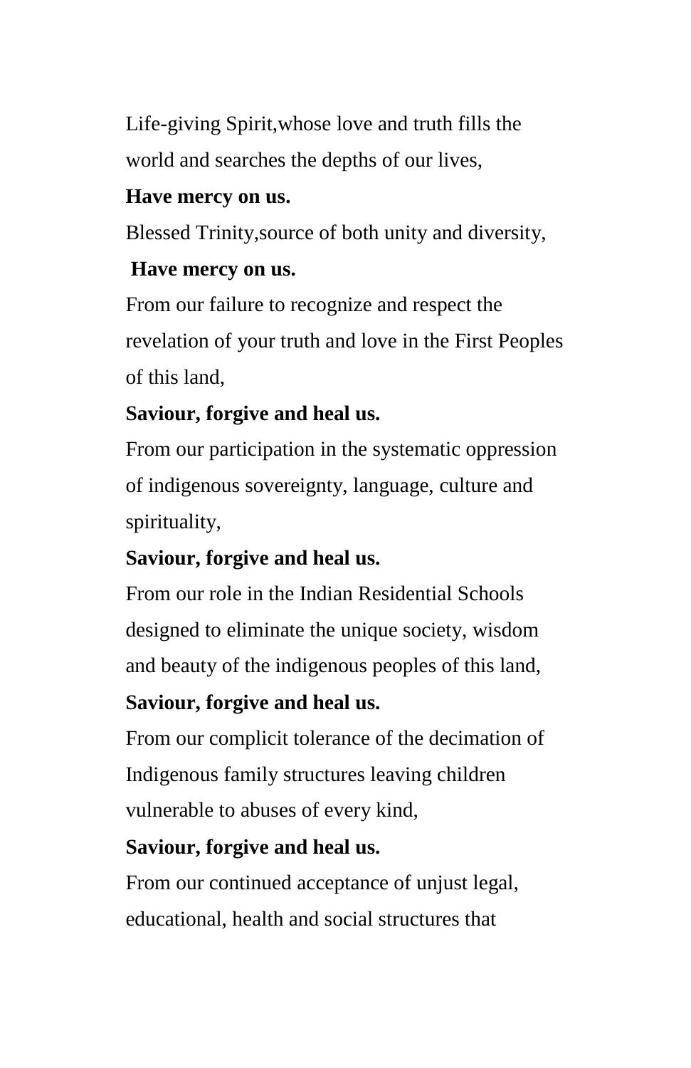Life-giving Spirit,whose love and truth fills the world and searches the depths of our lives,

**Have mercy on us.**

Blessed Trinity,source of both unity and diversity,

**Have mercy on us.**

From our failure to recognize and respect the revelation of your truth and love in the First Peoples of this land,

**Saviour, forgive and heal us.**

From our participation in the systematic oppression of indigenous sovereignty, language, culture and spirituality,

**Saviour, forgive and heal us.**

From our role in the Indian Residential Schools designed to eliminate the unique society, wisdom and beauty of the indigenous peoples of this land,

**Saviour, forgive and heal us.**

From our complicit tolerance of the decimation of Indigenous family structures leaving children vulnerable to abuses of every kind,

**Saviour, forgive and heal us.**

From our continued acceptance of unjust legal, educational, health and social structures that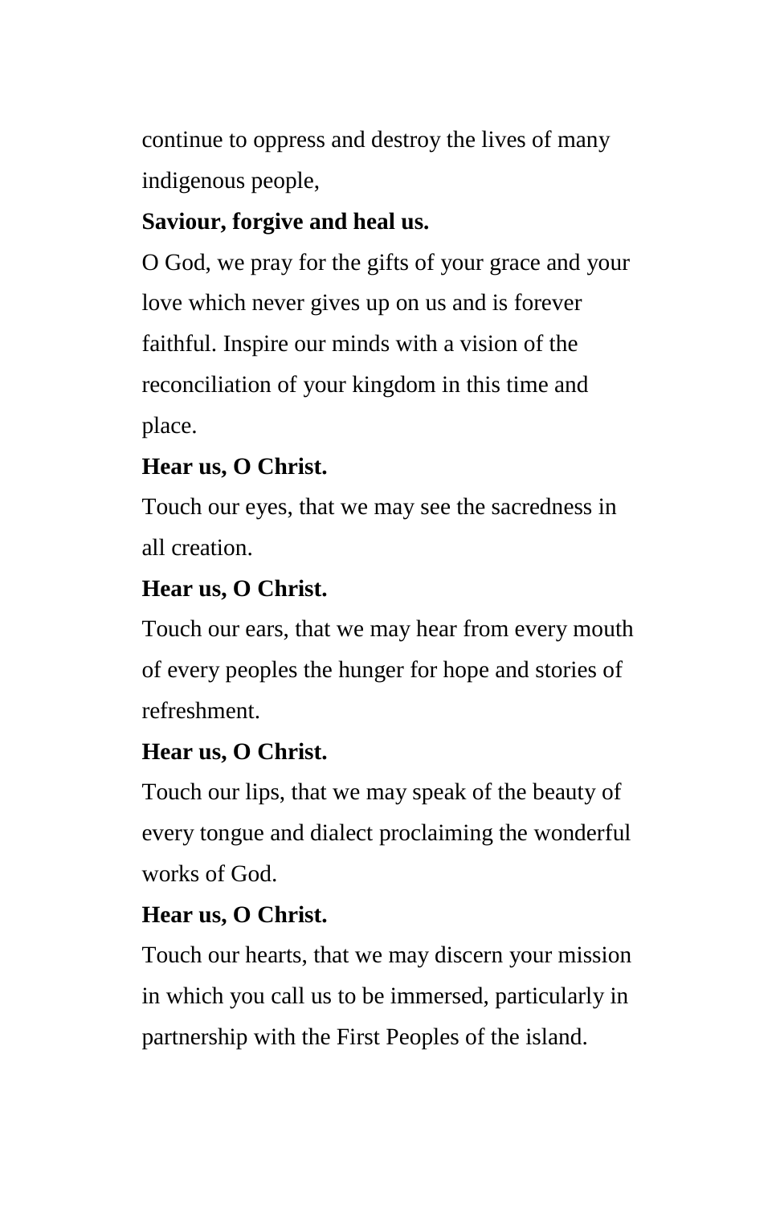continue to oppress and destroy the lives of many indigenous people,

**Saviour, forgive and heal us.**

O God, we pray for the gifts of your grace and your love which never gives up on us and is forever faithful. Inspire our minds with a vision of the reconciliation of your kingdom in this time and place.

**Hear us, O Christ.**

Touch our eyes, that we may see the sacredness in all creation.

**Hear us, O Christ.**

Touch our ears, that we may hear from every mouth of every peoples the hunger for hope and stories of refreshment.

**Hear us, O Christ.**

Touch our lips, that we may speak of the beauty of every tongue and dialect proclaiming the wonderful works of God.

**Hear us, O Christ.**

Touch our hearts, that we may discern your mission in which you call us to be immersed, particularly in partnership with the First Peoples of the island.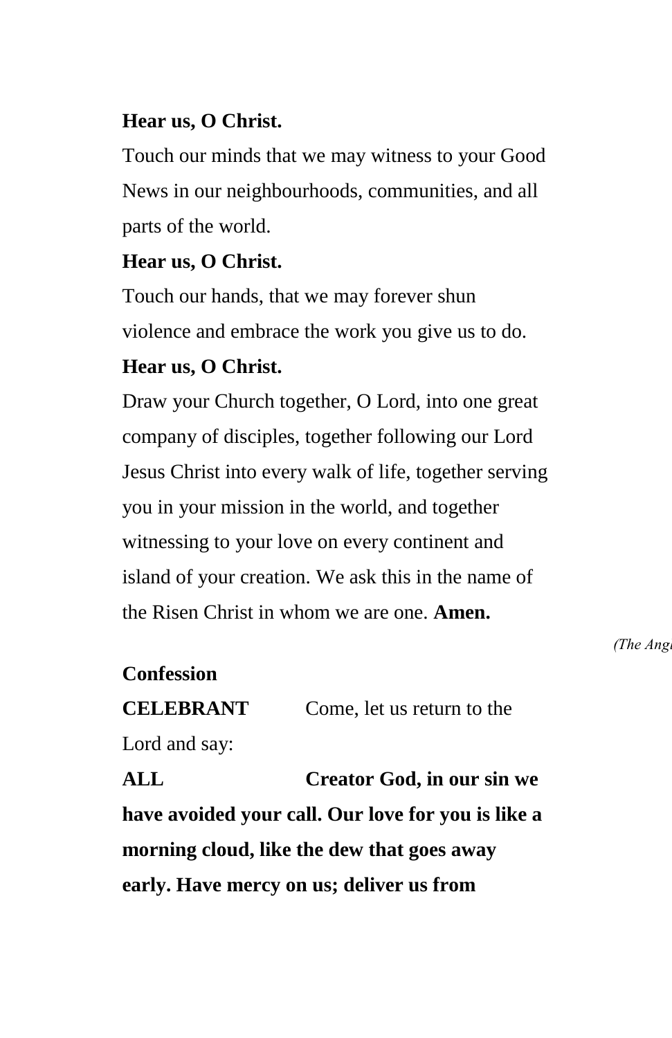**Hear us, O Christ.**

Touch our minds that we may witness to your Good News in our neighbourhoods, communities, and all parts of the world.

**Hear us, O Christ.**

Touch our hands, that we may forever shun violence and embrace the work you give us to do.

**Hear us, O Christ.**

Draw your Church together, O Lord, into one great company of disciples, together following our Lord Jesus Christ into every walk of life, together serving you in your mission in the world, and together witnessing to your love on every continent and island of your creation. We ask this in the name of the Risen Christ in whom we are one. **Amen.**

*(The Angl*

**Confession**

**CELEBRANT** Come, let us return to the Lord and say:

**ALL** **Creator God, in our sin we have avoided your call. Our love for you is like a morning cloud, like the dew that goes away early. Have mercy on us; deliver us from**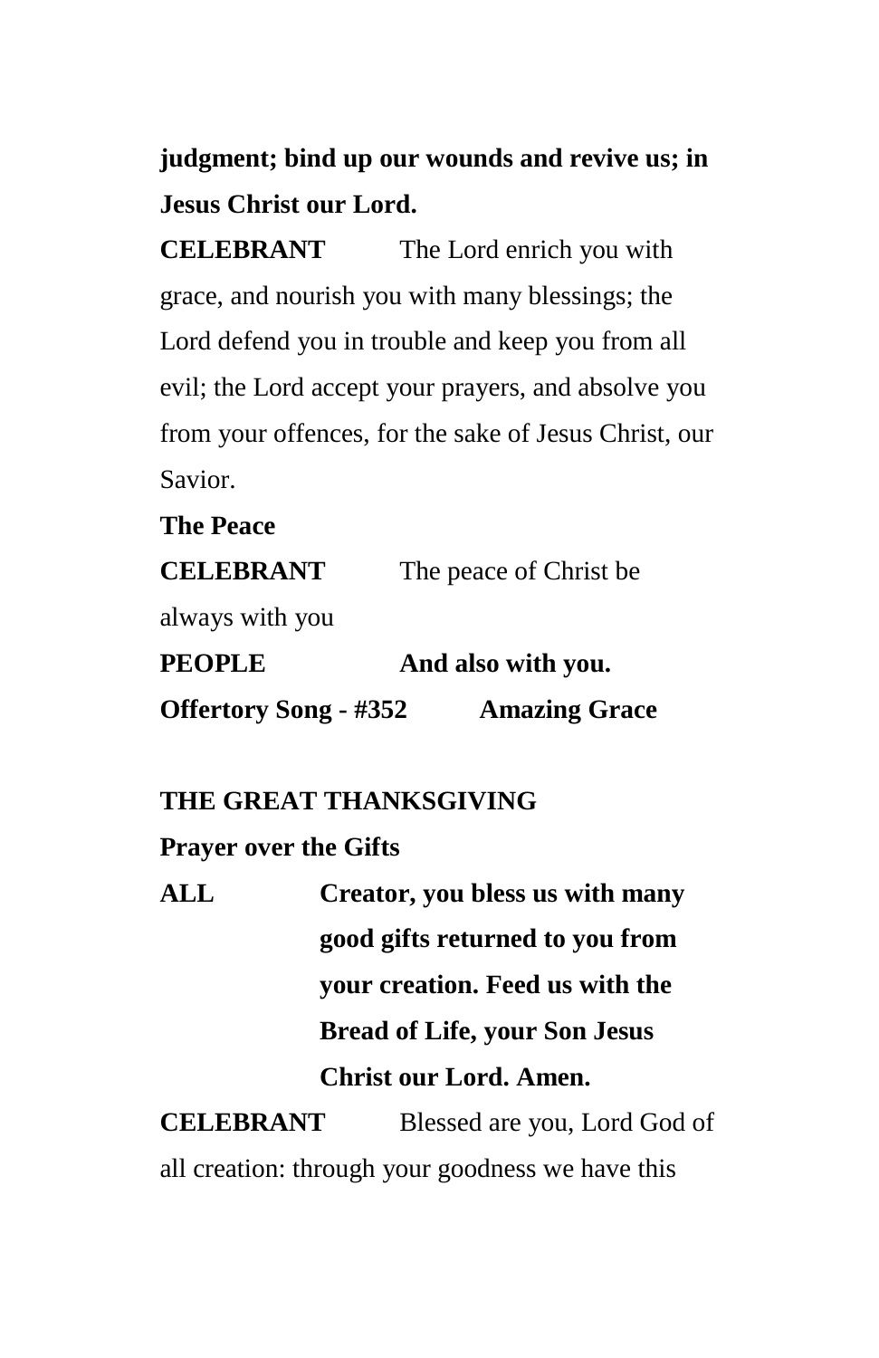**judgment; bind up our wounds and revive us; in Jesus Christ our Lord.**

**CELEBRANT** The Lord enrich you with grace, and nourish you with many blessings; the Lord defend you in trouble and keep you from all evil; the Lord accept your prayers, and absolve you from your offences, for the sake of Jesus Christ, our Savior.

**The Peace**

**CELEBRANT** The peace of Christ be always with you

**PEOPLE** **And also with you.**

**Offertory Song - #352** **Amazing Grace**

**THE GREAT THANKSGIVING**

**Prayer over the Gifts**

**ALL** **Creator, you bless us with many good gifts returned to you from your creation. Feed us with the Bread of Life, your Son Jesus Christ our Lord. Amen.**

**CELEBRANT** Blessed are you, Lord God of all creation: through your goodness we have this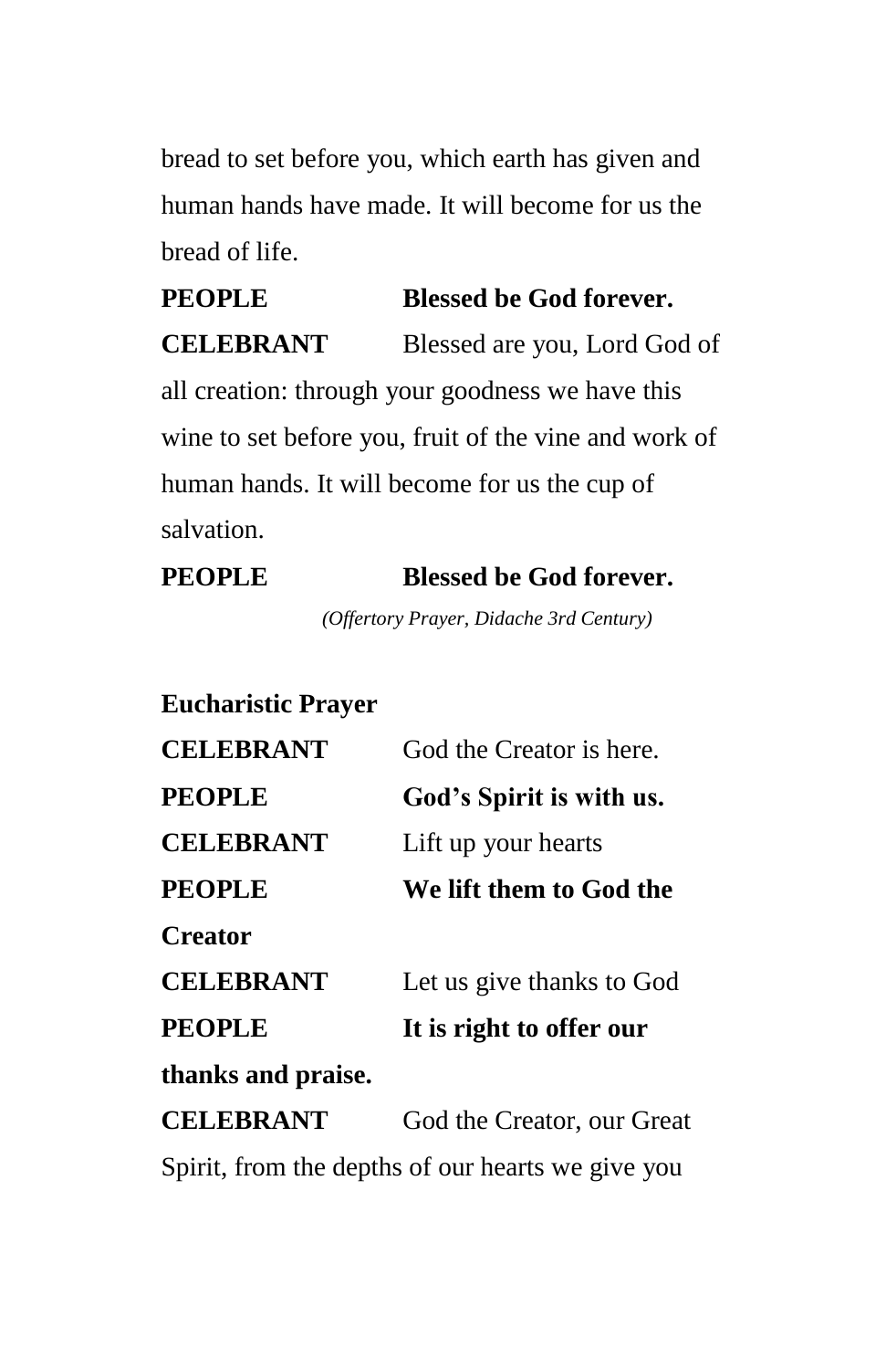bread to set before you, which earth has given and human hands have made. It will become for us the bread of life.

**PEOPLE** **Blessed be God forever.**

**CELEBRANT** Blessed are you, Lord God of all creation: through your goodness we have this wine to set before you, fruit of the vine and work of human hands. It will become for us the cup of salvation.

**PEOPLE** **Blessed be God forever.**

*(Offertory Prayer, Didache 3rd Century)*

**Eucharistic Prayer**

**CELEBRANT** God the Creator is here.

**PEOPLE** **God's Spirit is with us.**

**CELEBRANT** Lift up your hearts

**PEOPLE** **We lift them to God the Creator**

**CELEBRANT** Let us give thanks to God

**PEOPLE** **It is right to offer our thanks and praise.**

**CELEBRANT** God the Creator, our Great Spirit, from the depths of our hearts we give you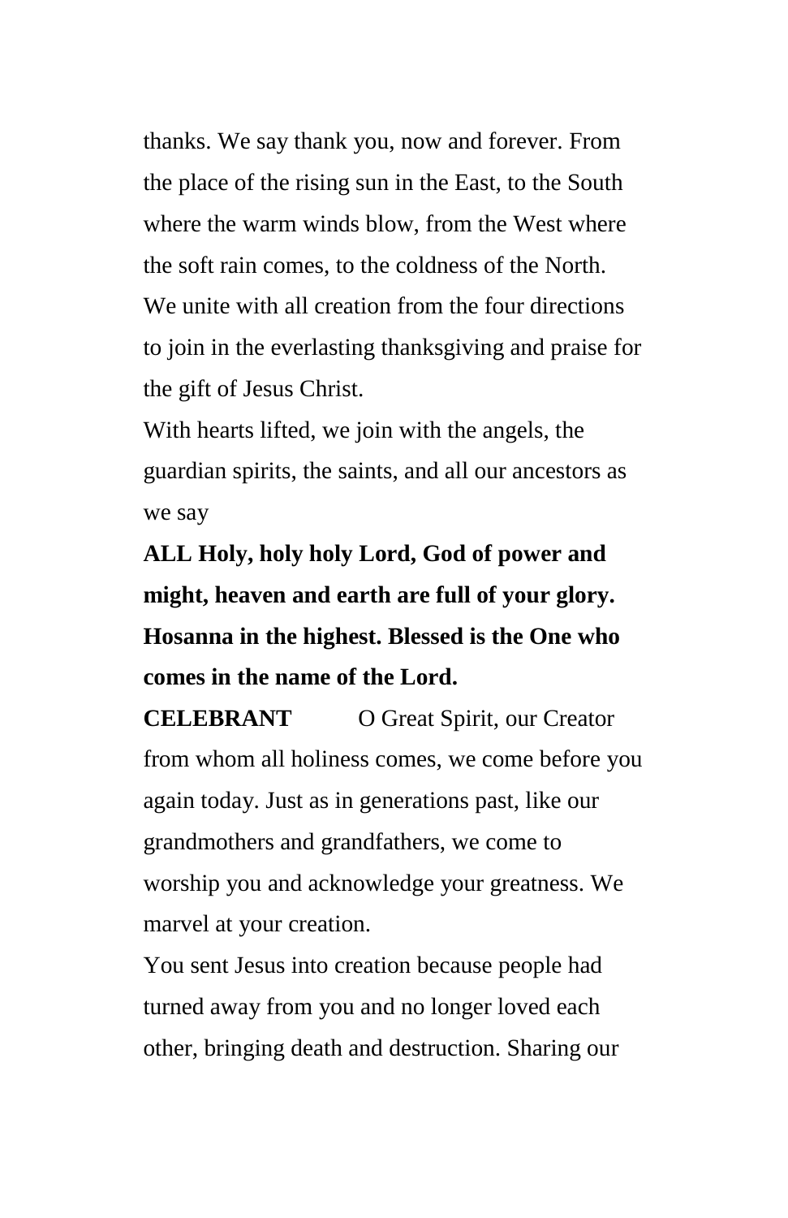thanks. We say thank you, now and forever. From the place of the rising sun in the East, to the South where the warm winds blow, from the West where the soft rain comes, to the coldness of the North. We unite with all creation from the four directions to join in the everlasting thanksgiving and praise for the gift of Jesus Christ.

With hearts lifted, we join with the angels, the guardian spirits, the saints, and all our ancestors as we say

**ALL Holy, holy holy Lord, God of power and might, heaven and earth are full of your glory. Hosanna in the highest. Blessed is the One who comes in the name of the Lord.**

**CELEBRANT** O Great Spirit, our Creator from whom all holiness comes, we come before you again today. Just as in generations past, like our grandmothers and grandfathers, we come to worship you and acknowledge your greatness. We marvel at your creation.

You sent Jesus into creation because people had turned away from you and no longer loved each other, bringing death and destruction. Sharing our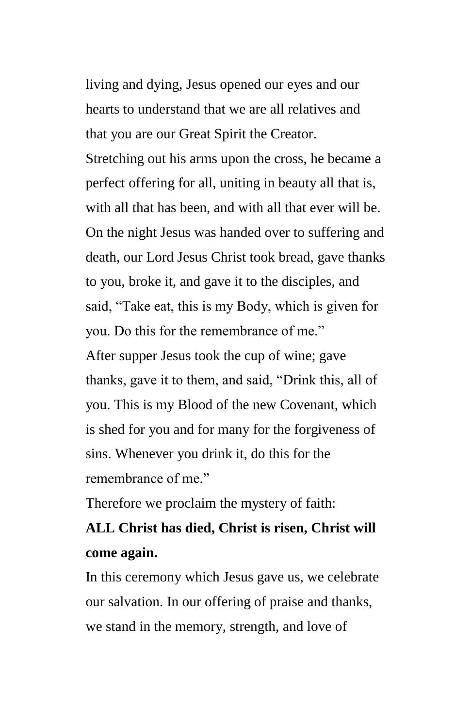living and dying, Jesus opened our eyes and our hearts to understand that we are all relatives and that you are our Great Spirit the Creator.

Stretching out his arms upon the cross, he became a perfect offering for all, uniting in beauty all that is, with all that has been, and with all that ever will be.

On the night Jesus was handed over to suffering and death, our Lord Jesus Christ took bread, gave thanks to you, broke it, and gave it to the disciples, and said, "Take eat, this is my Body, which is given for you. Do this for the remembrance of me."

After supper Jesus took the cup of wine; gave thanks, gave it to them, and said, "Drink this, all of you. This is my Blood of the new Covenant, which is shed for you and for many for the forgiveness of sins. Whenever you drink it, do this for the remembrance of me."

Therefore we proclaim the mystery of faith:

**ALL Christ has died, Christ is risen, Christ will come again.**

In this ceremony which Jesus gave us, we celebrate our salvation. In our offering of praise and thanks, we stand in the memory, strength, and love of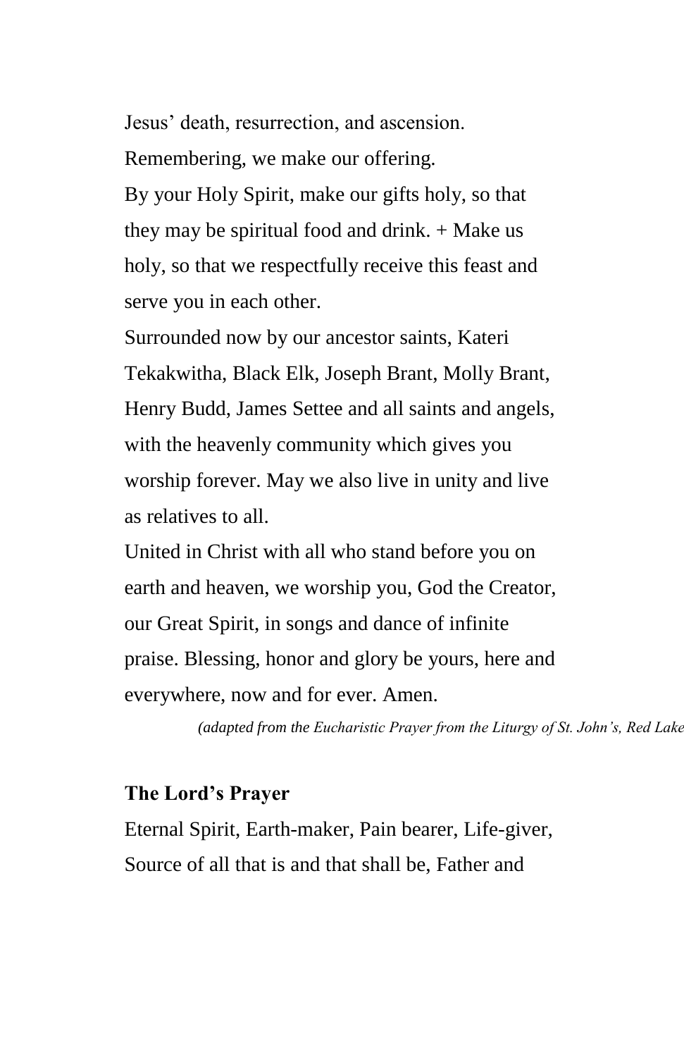Jesus' death, resurrection, and ascension.
Remembering, we make our offering.
By your Holy Spirit, make our gifts holy, so that they may be spiritual food and drink. + Make us holy, so that we respectfully receive this feast and serve you in each other.
Surrounded now by our ancestor saints, Kateri Tekakwitha, Black Elk, Joseph Brant, Molly Brant, Henry Budd, James Settee and all saints and angels, with the heavenly community which gives you worship forever. May we also live in unity and live as relatives to all.
United in Christ with all who stand before you on earth and heaven, we worship you, God the Creator, our Great Spirit, in songs and dance of infinite praise. Blessing, honor and glory be yours, here and everywhere, now and for ever. Amen.

*(adapted from the Eucharistic Prayer from the Liturgy of St. John's, Red Lake*

**The Lord's Prayer**

Eternal Spirit, Earth-maker, Pain bearer, Life-giver, Source of all that is and that shall be, Father and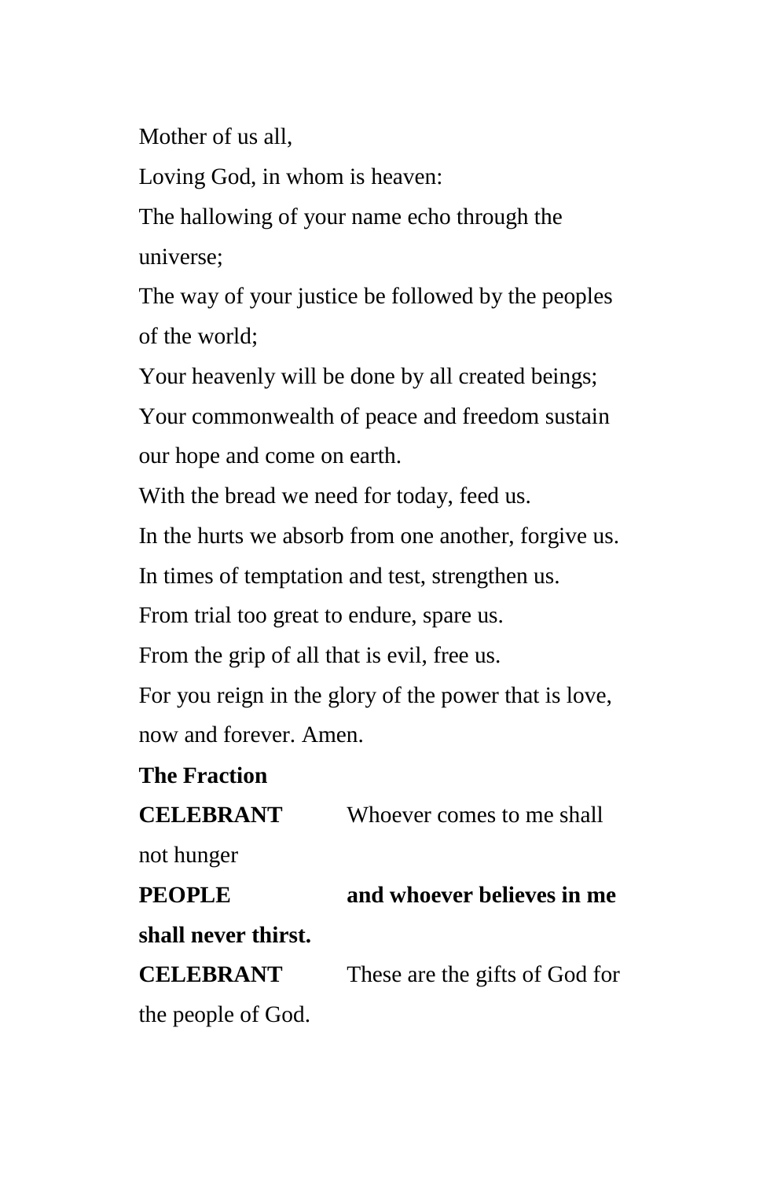Mother of us all,

Loving God, in whom is heaven:

The hallowing of your name echo through the universe;

The way of your justice be followed by the peoples of the world;

Your heavenly will be done by all created beings;

Your commonwealth of peace and freedom sustain our hope and come on earth.

With the bread we need for today, feed us.

In the hurts we absorb from one another, forgive us.

In times of temptation and test, strengthen us.

From trial too great to endure, spare us.

From the grip of all that is evil, free us.

For you reign in the glory of the power that is love, now and forever. Amen.

**The Fraction**

**CELEBRANT** Whoever comes to me shall not hunger

**PEOPLE** **and whoever believes in me shall never thirst.**

**CELEBRANT** These are the gifts of God for the people of God.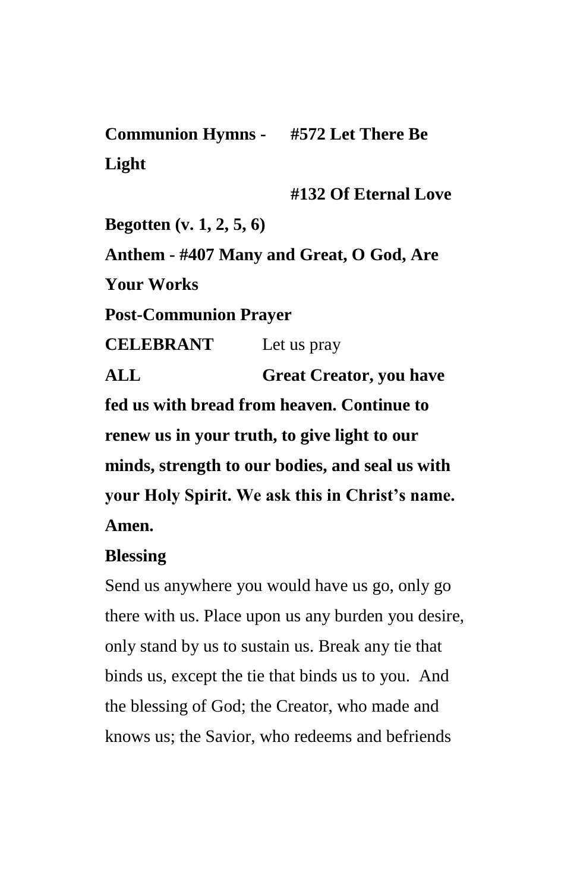**Communion Hymns - #572 Let There Be Light**

**#132 Of Eternal Love Begotten (v. 1, 2, 5, 6)**

**Anthem - #407 Many and Great, O God, Are Your Works**

**Post-Communion Prayer**

**CELEBRANT** Let us pray

**ALL** **Great Creator, you have fed us with bread from heaven. Continue to renew us in your truth, to give light to our minds, strength to our bodies, and seal us with your Holy Spirit. We ask this in Christ's name. Amen.**

**Blessing**

Send us anywhere you would have us go, only go there with us. Place upon us any burden you desire, only stand by us to sustain us. Break any tie that binds us, except the tie that binds us to you. And the blessing of God; the Creator, who made and knows us; the Savior, who redeems and befriends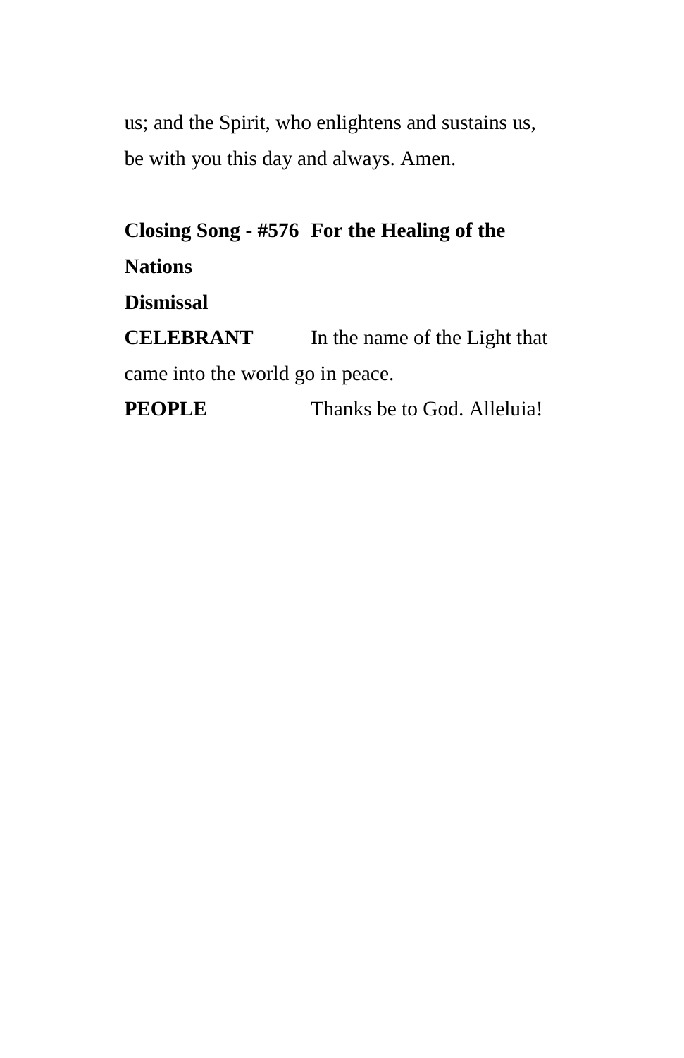us; and the Spirit, who enlightens and sustains us, be with you this day and always. Amen.

**Closing Song - #576 For the Healing of the Nations**

**Dismissal**

**CELEBRANT** In the name of the Light that came into the world go in peace.

**PEOPLE** Thanks be to God. Alleluia!